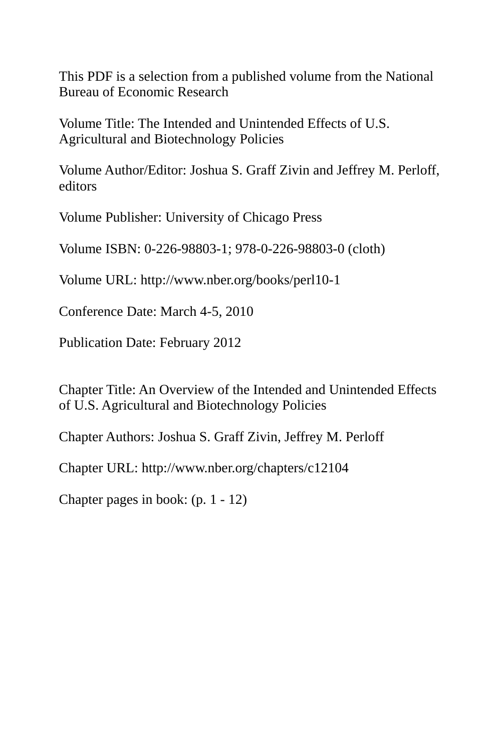This PDF is a selection from a published volume from the National Bureau of Economic Research

Volume Title: The Intended and Unintended Effects of U.S. Agricultural and Biotechnology Policies

Volume Author/Editor: Joshua S. Graff Zivin and Jeffrey M. Perloff, editors

Volume Publisher: University of Chicago Press

Volume ISBN: 0-226-98803-1; 978-0-226-98803-0 (cloth)

Volume URL: http://www.nber.org/books/perl10-1

Conference Date: March 4-5, 2010

Publication Date: February 2012

Chapter Title: An Overview of the Intended and Unintended Effects of U.S. Agricultural and Biotechnology Policies

Chapter Authors: Joshua S. Graff Zivin, Jeffrey M. Perloff

Chapter URL: http://www.nber.org/chapters/c12104

Chapter pages in book: (p. 1 - 12)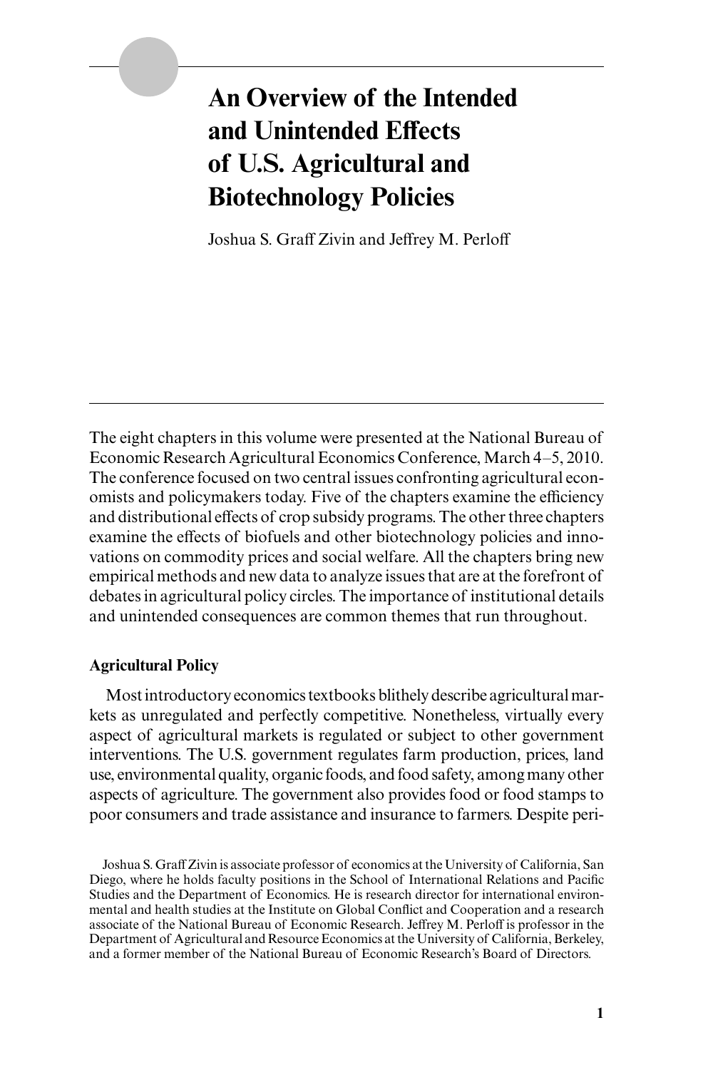# An Overview of the Intended and Unintended Effects of U.S. Agricultural and Biotechnology Policies

Joshua S. Graff Zivin and Jeffrey M. Perloff

The eight chapters in this volume were presented at the National Bureau of Economic Research Agricultural Economics Conference, March 4–5, 2010. The conference focused on two central issues confronting agricultural economists and policymakers today. Five of the chapters examine the efficiency and distributional effects of crop subsidy programs. The other three chapters examine the effects of biofuels and other biotechnology policies and innovations on commodity prices and social welfare. All the chapters bring new empirical methods and new data to analyze issues that are at the forefront of debates in agricultural policy circles. The importance of institutional details and unintended consequences are common themes that run throughout.

## Agricultural Policy

Most introductory economics textbooks blithely describe agricultural markets as unregulated and perfectly competitive. Nonetheless, virtually every aspect of agricultural markets is regulated or subject to other government interventions. The U.S. government regulates farm production, prices, land use, environmental quality, organic foods, and food safety, among many other aspects of agriculture. The government also provides food or food stamps to poor consumers and trade assistance and insurance to farmers. Despite peri-

Joshua S. Graff Zivin is associate professor of economics at the University of California, San Diego, where he holds faculty positions in the School of International Relations and Pacific Studies and the Department of Economics. He is research director for international environmental and health studies at the Institute on Global Conflict and Cooperation and a research associate of the National Bureau of Economic Research. Jeffrey M. Perloff is professor in the Department of Agricultural and Resource Economics at the University of California, Berkeley, and a former member of the National Bureau of Economic Research's Board of Directors.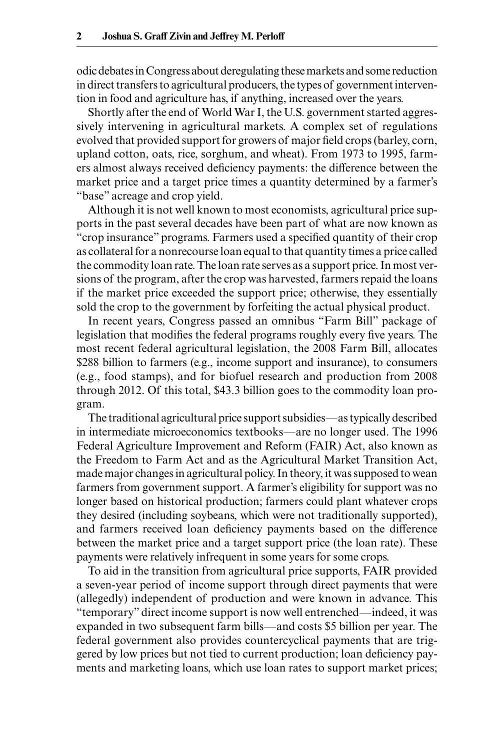odic debates in Congress about deregulating these markets and some reduction in direct transfers to agricultural producers, the types of government intervention in food and agriculture has, if anything, increased over the years.

Shortly after the end of World War I, the U.S. government started aggressively intervening in agricultural markets. A complex set of regulations evolved that provided support for growers of major field crops (barley, corn, upland cotton, oats, rice, sorghum, and wheat). From 1973 to 1995, farmers almost always received deficiency payments: the difference between the market price and a target price times a quantity determined by a farmer's "base" acreage and crop yield.

Although it is not well known to most economists, agricultural price supports in the past several decades have been part of what are now known as "crop insurance" programs. Farmers used a specified quantity of their crop as collateral for a nonrecourse loan equal to that quantity times a price called the commodity loan rate. The loan rate serves as a support price. In most versions of the program, after the crop was harvested, farmers repaid the loans if the market price exceeded the support price; otherwise, they essentially sold the crop to the government by forfeiting the actual physical product.

In recent years, Congress passed an omnibus "Farm Bill" package of legislation that modifies the federal programs roughly every five years. The most recent federal agricultural legislation, the 2008 Farm Bill, allocates $288 billion to farmers (e.g., income support and insurance), to consumers (e.g., food stamps), and for biofuel research and production from 2008 through 2012. Of this total, $43.3 billion goes to the commodity loan program.

The traditional agricultural price support subsidies—as typically described in intermediate microeconomics textbooks—are no longer used. The 1996 Federal Agriculture Improvement and Reform (FAIR) Act, also known as the Freedom to Farm Act and as the Agricultural Market Transition Act, made major changes in agricultural policy. In theory, it was supposed to wean farmers from government support. A farmer's eligibility for support was no longer based on historical production; farmers could plant whatever crops they desired (including soybeans, which were not traditionally supported), and farmers received loan deficiency payments based on the difference between the market price and a target support price (the loan rate). These payments were relatively infrequent in some years for some crops.

To aid in the transition from agricultural price supports, FAIR provided a seven-year period of income support through direct payments that were (allegedly) independent of production and were known in advance. This "temporary" direct income support is now well entrenched—indeed, it was expanded in two subsequent farm bills—and costs $5 billion per year. The federal government also provides countercyclical payments that are triggered by low prices but not tied to current production; loan deficiency payments and marketing loans, which use loan rates to support market prices;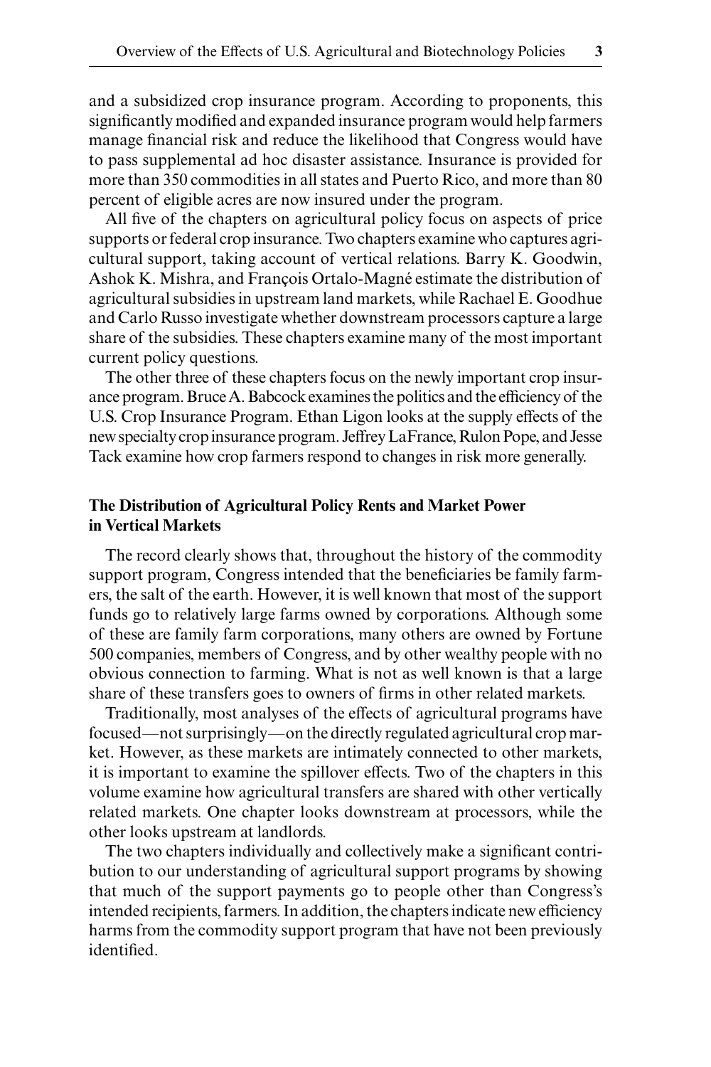and a subsidized crop insurance program. According to proponents, this significantly modified and expanded insurance program would help farmers manage financial risk and reduce the likelihood that Congress would have to pass supplemental ad hoc disaster assistance. Insurance is provided for more than 350 commodities in all states and Puerto Rico, and more than 80 percent of eligible acres are now insured under the program.

All five of the chapters on agricultural policy focus on aspects of price supports or federal crop insurance. Two chapters examine who captures agricultural support, taking account of vertical relations. Barry K. Goodwin, Ashok K. Mishra, and François Ortalo-Magné estimate the distribution of agricultural subsidies in upstream land markets, while Rachael E. Goodhue and Carlo Russo investigate whether downstream processors capture a large share of the subsidies. These chapters examine many of the most important current policy questions.

The other three of these chapters focus on the newly important crop insurance program. Bruce A. Babcock examines the politics and the efficiency of the U.S. Crop Insurance Program. Ethan Ligon looks at the supply effects of the new specialty crop insurance program. Jeffrey LaFrance, Rulon Pope, and Jesse Tack examine how crop farmers respond to changes in risk more generally.

### The Distribution of Agricultural Policy Rents and Market Power in Vertical Markets

The record clearly shows that, throughout the history of the commodity support program, Congress intended that the beneficiaries be family farmers, the salt of the earth. However, it is well known that most of the support funds go to relatively large farms owned by corporations. Although some of these are family farm corporations, many others are owned by Fortune 500 companies, members of Congress, and by other wealthy people with no obvious connection to farming. What is not as well known is that a large share of these transfers goes to owners of firms in other related markets.

Traditionally, most analyses of the effects of agricultural programs have focused—not surprisingly—on the directly regulated agricultural crop market. However, as these markets are intimately connected to other markets, it is important to examine the spillover effects. Two of the chapters in this volume examine how agricultural transfers are shared with other vertically related markets. One chapter looks downstream at processors, while the other looks upstream at landlords.

The two chapters individually and collectively make a significant contribution to our understanding of agricultural support programs by showing that much of the support payments go to people other than Congress's intended recipients, farmers. In addition, the chapters indicate new efficiency harms from the commodity support program that have not been previously identified.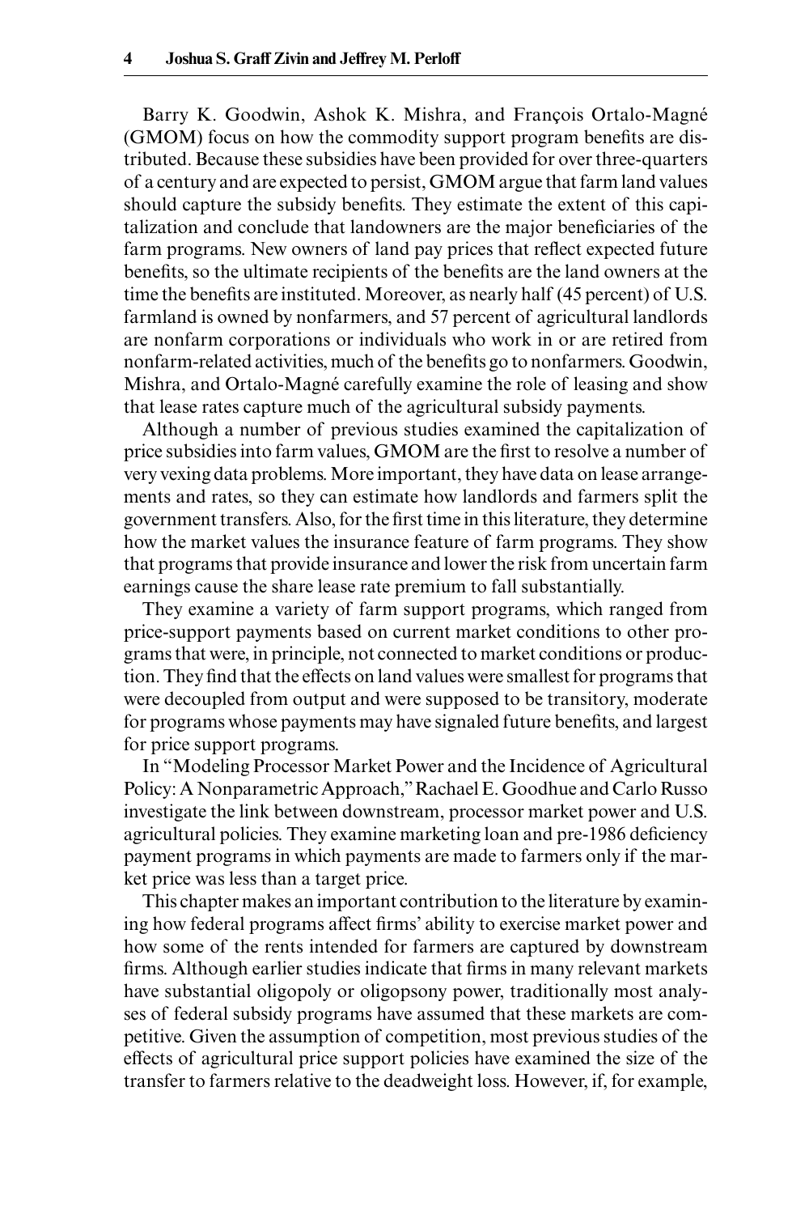Barry K. Goodwin, Ashok K. Mishra, and François Ortalo-Magné (GMOM) focus on how the commodity support program benefits are distributed. Because these subsidies have been provided for over three-quarters of a century and are expected to persist, GMOM argue that farm land values should capture the subsidy benefits. They estimate the extent of this capitalization and conclude that landowners are the major beneficiaries of the farm programs. New owners of land pay prices that reflect expected future benefits, so the ultimate recipients of the benefits are the land owners at the time the benefits are instituted. Moreover, as nearly half (45 percent) of U.S. farmland is owned by nonfarmers, and 57 percent of agricultural landlords are nonfarm corporations or individuals who work in or are retired from nonfarm-related activities, much of the benefits go to nonfarmers. Goodwin, Mishra, and Ortalo-Magné carefully examine the role of leasing and show that lease rates capture much of the agricultural subsidy payments.

Although a number of previous studies examined the capitalization of price subsidies into farm values, GMOM are the first to resolve a number of very vexing data problems. More important, they have data on lease arrangements and rates, so they can estimate how landlords and farmers split the government transfers. Also, for the first time in this literature, they determine how the market values the insurance feature of farm programs. They show that programs that provide insurance and lower the risk from uncertain farm earnings cause the share lease rate premium to fall substantially.

They examine a variety of farm support programs, which ranged from price-support payments based on current market conditions to other programs that were, in principle, not connected to market conditions or production. They find that the effects on land values were smallest for programs that were decoupled from output and were supposed to be transitory, moderate for programs whose payments may have signaled future benefits, and largest for price support programs.

In "Modeling Processor Market Power and the Incidence of Agricultural Policy: A Nonparametric Approach," Rachael E. Goodhue and Carlo Russo investigate the link between downstream, processor market power and U.S. agricultural policies. They examine marketing loan and pre-1986 deficiency payment programs in which payments are made to farmers only if the market price was less than a target price.

This chapter makes an important contribution to the literature by examining how federal programs affect firms' ability to exercise market power and how some of the rents intended for farmers are captured by downstream firms. Although earlier studies indicate that firms in many relevant markets have substantial oligopoly or oligopsony power, traditionally most analyses of federal subsidy programs have assumed that these markets are competitive. Given the assumption of competition, most previous studies of the effects of agricultural price support policies have examined the size of the transfer to farmers relative to the deadweight loss. However, if, for example,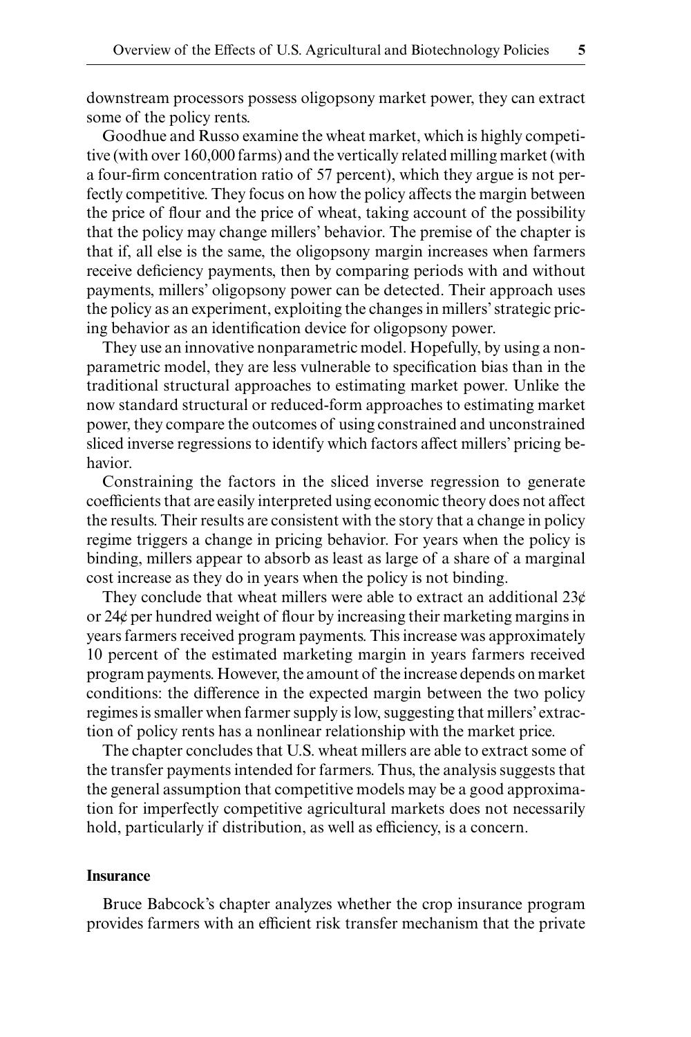downstream processors possess oligopsony market power, they can extract some of the policy rents.

Goodhue and Russo examine the wheat market, which is highly competitive (with over 160,000 farms) and the vertically related milling market (with a four-firm concentration ratio of 57 percent), which they argue is not perfectly competitive. They focus on how the policy affects the margin between the price of flour and the price of wheat, taking account of the possibility that the policy may change millers' behavior. The premise of the chapter is that if, all else is the same, the oligopsony margin increases when farmers receive deficiency payments, then by comparing periods with and without payments, millers' oligopsony power can be detected. Their approach uses the policy as an experiment, exploiting the changes in millers' strategic pricing behavior as an identification device for oligopsony power.

They use an innovative nonparametric model. Hopefully, by using a nonparametric model, they are less vulnerable to specification bias than in the traditional structural approaches to estimating market power. Unlike the now standard structural or reduced-form approaches to estimating market power, they compare the outcomes of using constrained and unconstrained sliced inverse regressions to identify which factors affect millers' pricing behavior.

Constraining the factors in the sliced inverse regression to generate coefficients that are easily interpreted using economic theory does not affect the results. Their results are consistent with the story that a change in policy regime triggers a change in pricing behavior. For years when the policy is binding, millers appear to absorb as least as large of a share of a marginal cost increase as they do in years when the policy is not binding.

They conclude that wheat millers were able to extract an additional 23¢ or 24¢ per hundred weight of flour by increasing their marketing margins in years farmers received program payments. This increase was approximately 10 percent of the estimated marketing margin in years farmers received program payments. However, the amount of the increase depends on market conditions: the difference in the expected margin between the two policy regimes is smaller when farmer supply is low, suggesting that millers' extraction of policy rents has a nonlinear relationship with the market price.

The chapter concludes that U.S. wheat millers are able to extract some of the transfer payments intended for farmers. Thus, the analysis suggests that the general assumption that competitive models may be a good approximation for imperfectly competitive agricultural markets does not necessarily hold, particularly if distribution, as well as efficiency, is a concern.

### Insurance

Bruce Babcock's chapter analyzes whether the crop insurance program provides farmers with an efficient risk transfer mechanism that the private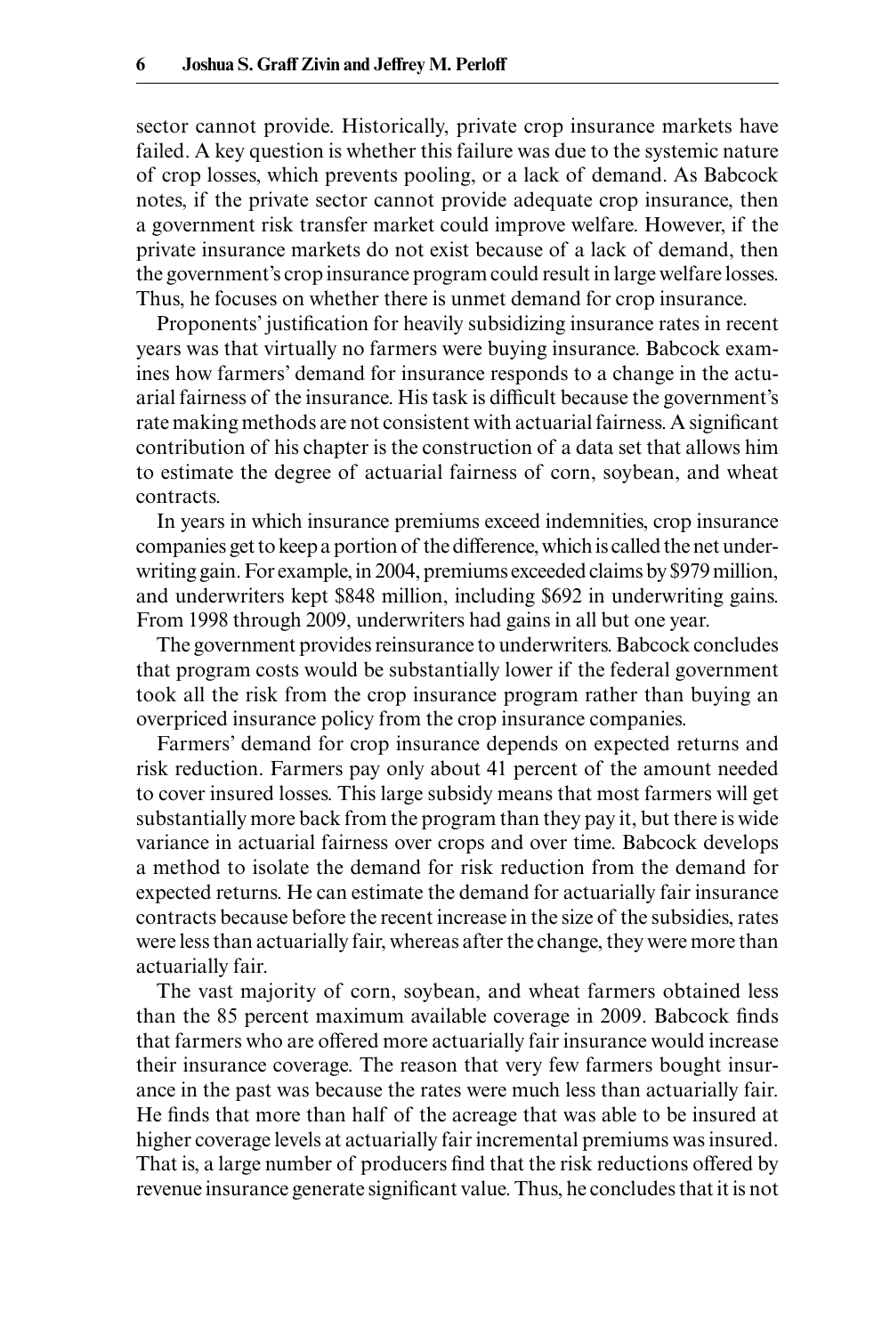sector cannot provide. Historically, private crop insurance markets have failed. A key question is whether this failure was due to the systemic nature of crop losses, which prevents pooling, or a lack of demand. As Babcock notes, if the private sector cannot provide adequate crop insurance, then a government risk transfer market could improve welfare. However, if the private insurance markets do not exist because of a lack of demand, then the government's crop insurance program could result in large welfare losses. Thus, he focuses on whether there is unmet demand for crop insurance.

Proponents' justification for heavily subsidizing insurance rates in recent years was that virtually no farmers were buying insurance. Babcock examines how farmers' demand for insurance responds to a change in the actuarial fairness of the insurance. His task is difficult because the government's rate making methods are not consistent with actuarial fairness. A significant contribution of his chapter is the construction of a data set that allows him to estimate the degree of actuarial fairness of corn, soybean, and wheat contracts.

In years in which insurance premiums exceed indemnities, crop insurance companies get to keep a portion of the difference, which is called the net underwriting gain. For example, in 2004, premiums exceeded claims by $979 million, and underwriters kept $848 million, including $692 in underwriting gains. From 1998 through 2009, underwriters had gains in all but one year.

The government provides reinsurance to underwriters. Babcock concludes that program costs would be substantially lower if the federal government took all the risk from the crop insurance program rather than buying an overpriced insurance policy from the crop insurance companies.

Farmers' demand for crop insurance depends on expected returns and risk reduction. Farmers pay only about 41 percent of the amount needed to cover insured losses. This large subsidy means that most farmers will get substantially more back from the program than they pay it, but there is wide variance in actuarial fairness over crops and over time. Babcock develops a method to isolate the demand for risk reduction from the demand for expected returns. He can estimate the demand for actuarially fair insurance contracts because before the recent increase in the size of the subsidies, rates were less than actuarially fair, whereas after the change, they were more than actuarially fair.

The vast majority of corn, soybean, and wheat farmers obtained less than the 85 percent maximum available coverage in 2009. Babcock finds that farmers who are offered more actuarially fair insurance would increase their insurance coverage. The reason that very few farmers bought insurance in the past was because the rates were much less than actuarially fair. He finds that more than half of the acreage that was able to be insured at higher coverage levels at actuarially fair incremental premiums was insured. That is, a large number of producers find that the risk reductions offered by revenue insurance generate significant value. Thus, he concludes that it is not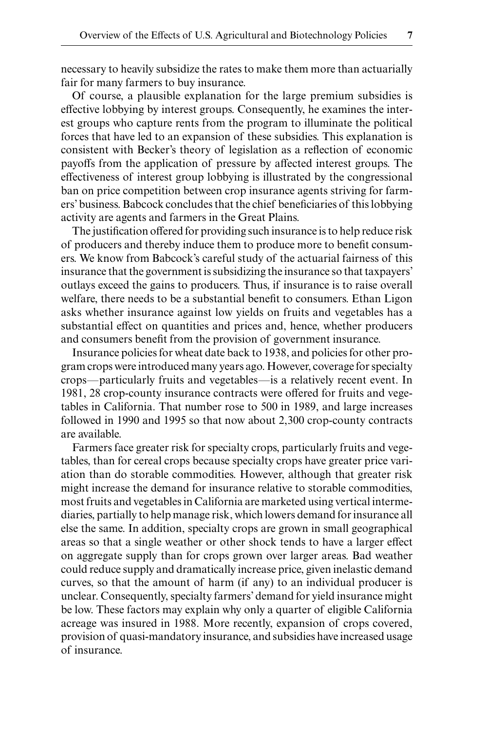necessary to heavily subsidize the rates to make them more than actuarially fair for many farmers to buy insurance.

Of course, a plausible explanation for the large premium subsidies is effective lobbying by interest groups. Consequently, he examines the interest groups who capture rents from the program to illuminate the political forces that have led to an expansion of these subsidies. This explanation is consistent with Becker's theory of legislation as a reflection of economic payoffs from the application of pressure by affected interest groups. The effectiveness of interest group lobbying is illustrated by the congressional ban on price competition between crop insurance agents striving for farmers' business. Babcock concludes that the chief beneficiaries of this lobbying activity are agents and farmers in the Great Plains.

The justification offered for providing such insurance is to help reduce risk of producers and thereby induce them to produce more to benefit consumers. We know from Babcock's careful study of the actuarial fairness of this insurance that the government is subsidizing the insurance so that taxpayers' outlays exceed the gains to producers. Thus, if insurance is to raise overall welfare, there needs to be a substantial benefit to consumers. Ethan Ligon asks whether insurance against low yields on fruits and vegetables has a substantial effect on quantities and prices and, hence, whether producers and consumers benefit from the provision of government insurance.

Insurance policies for wheat date back to 1938, and policies for other program crops were introduced many years ago. However, coverage for specialty crops—particularly fruits and vegetables—is a relatively recent event. In 1981, 28 crop-county insurance contracts were offered for fruits and vegetables in California. That number rose to 500 in 1989, and large increases followed in 1990 and 1995 so that now about 2,300 crop-county contracts are available.

Farmers face greater risk for specialty crops, particularly fruits and vegetables, than for cereal crops because specialty crops have greater price variation than do storable commodities. However, although that greater risk might increase the demand for insurance relative to storable commodities, most fruits and vegetables in California are marketed using vertical intermediaries, partially to help manage risk, which lowers demand for insurance all else the same. In addition, specialty crops are grown in small geographical areas so that a single weather or other shock tends to have a larger effect on aggregate supply than for crops grown over larger areas. Bad weather could reduce supply and dramatically increase price, given inelastic demand curves, so that the amount of harm (if any) to an individual producer is unclear. Consequently, specialty farmers' demand for yield insurance might be low. These factors may explain why only a quarter of eligible California acreage was insured in 1988. More recently, expansion of crops covered, provision of quasi-mandatory insurance, and subsidies have increased usage of insurance.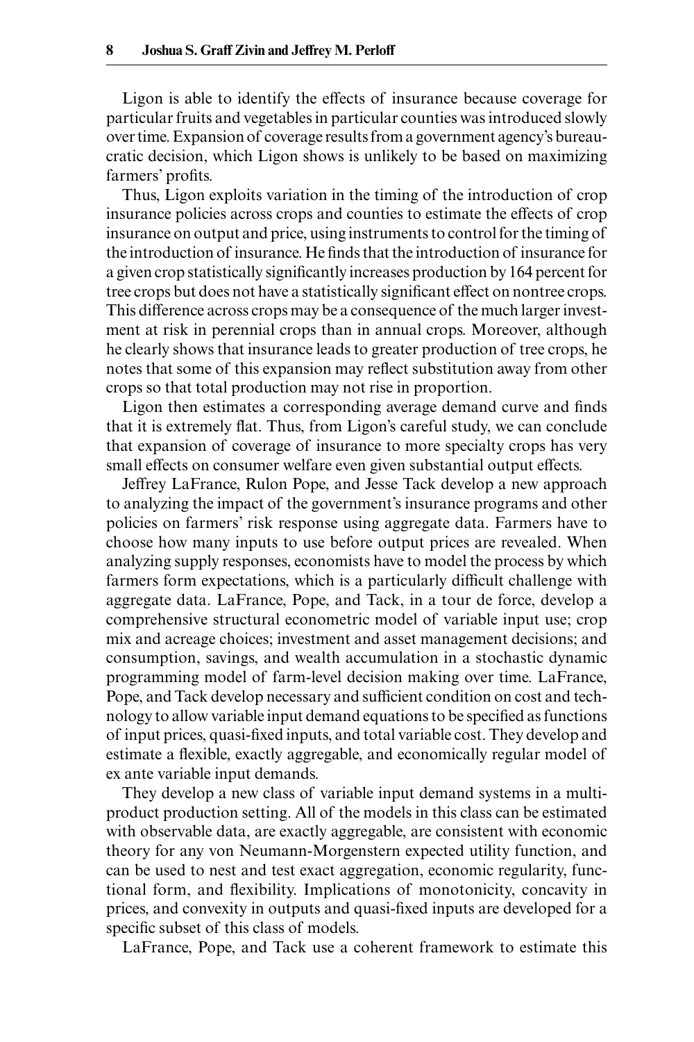Ligon is able to identify the effects of insurance because coverage for particular fruits and vegetables in particular counties was introduced slowly over time. Expansion of coverage results from a government agency's bureaucratic decision, which Ligon shows is unlikely to be based on maximizing farmers' profits.

Thus, Ligon exploits variation in the timing of the introduction of crop insurance policies across crops and counties to estimate the effects of crop insurance on output and price, using instruments to control for the timing of the introduction of insurance. He finds that the introduction of insurance for a given crop statistically significantly increases production by 164 percent for tree crops but does not have a statistically significant effect on nontree crops. This difference across crops may be a consequence of the much larger investment at risk in perennial crops than in annual crops. Moreover, although he clearly shows that insurance leads to greater production of tree crops, he notes that some of this expansion may reflect substitution away from other crops so that total production may not rise in proportion.

Ligon then estimates a corresponding average demand curve and finds that it is extremely flat. Thus, from Ligon's careful study, we can conclude that expansion of coverage of insurance to more specialty crops has very small effects on consumer welfare even given substantial output effects.

Jeffrey LaFrance, Rulon Pope, and Jesse Tack develop a new approach to analyzing the impact of the government's insurance programs and other policies on farmers' risk response using aggregate data. Farmers have to choose how many inputs to use before output prices are revealed. When analyzing supply responses, economists have to model the process by which farmers form expectations, which is a particularly difficult challenge with aggregate data. LaFrance, Pope, and Tack, in a tour de force, develop a comprehensive structural econometric model of variable input use; crop mix and acreage choices; investment and asset management decisions; and consumption, savings, and wealth accumulation in a stochastic dynamic programming model of farm-level decision making over time. LaFrance, Pope, and Tack develop necessary and sufficient condition on cost and technology to allow variable input demand equations to be specified as functions of input prices, quasi-fixed inputs, and total variable cost. They develop and estimate a flexible, exactly aggregable, and economically regular model of ex ante variable input demands.

They develop a new class of variable input demand systems in a multiproduct production setting. All of the models in this class can be estimated with observable data, are exactly aggregable, are consistent with economic theory for any von Neumann-Morgenstern expected utility function, and can be used to nest and test exact aggregation, economic regularity, functional form, and flexibility. Implications of monotonicity, concavity in prices, and convexity in outputs and quasi-fixed inputs are developed for a specific subset of this class of models.

LaFrance, Pope, and Tack use a coherent framework to estimate this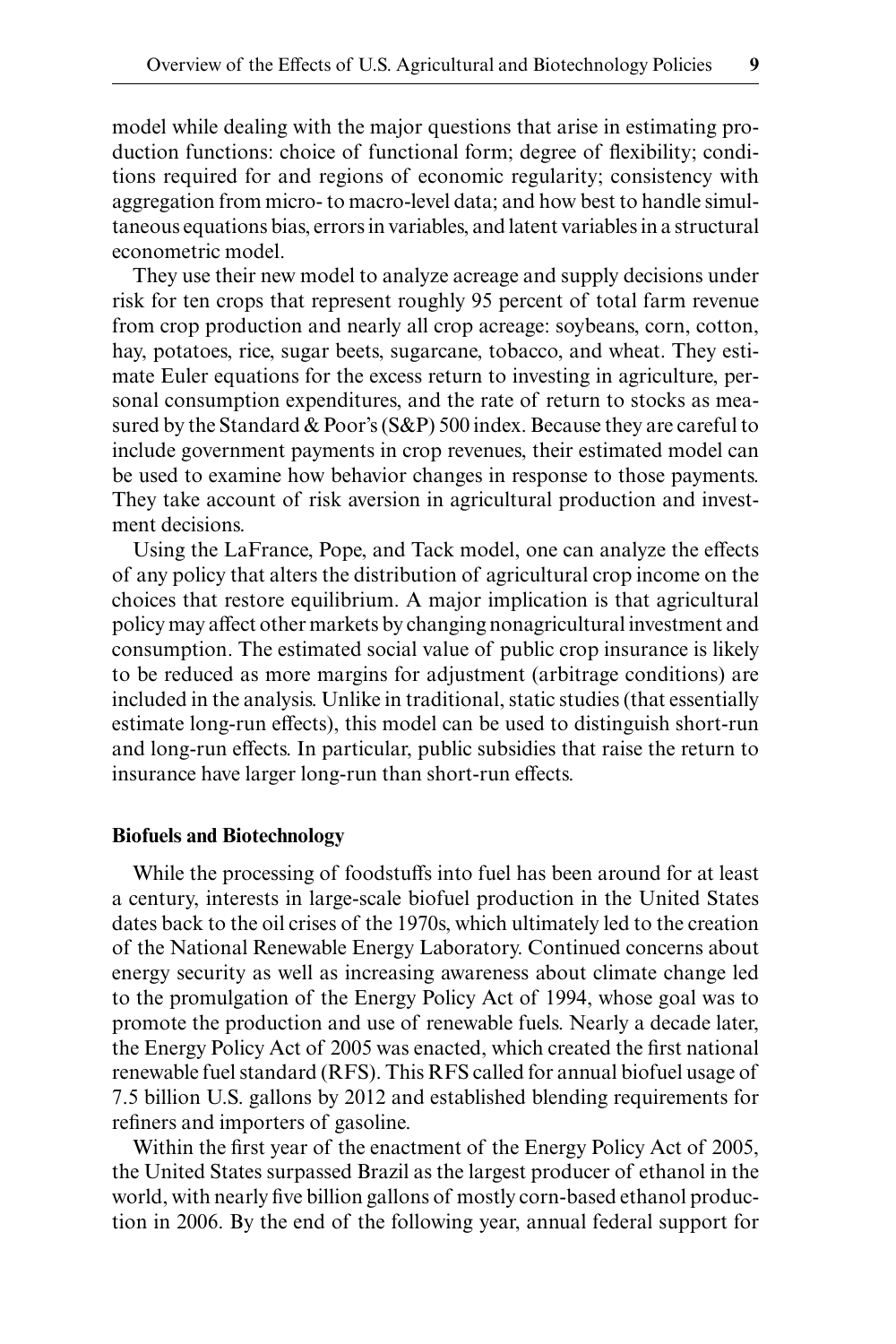model while dealing with the major questions that arise in estimating production functions: choice of functional form; degree of flexibility; conditions required for and regions of economic regularity; consistency with aggregation from micro- to macro-level data; and how best to handle simultaneous equations bias, errors in variables, and latent variables in a structural econometric model.

They use their new model to analyze acreage and supply decisions under risk for ten crops that represent roughly 95 percent of total farm revenue from crop production and nearly all crop acreage: soybeans, corn, cotton, hay, potatoes, rice, sugar beets, sugarcane, tobacco, and wheat. They estimate Euler equations for the excess return to investing in agriculture, personal consumption expenditures, and the rate of return to stocks as measured by the Standard & Poor's (S&P) 500 index. Because they are careful to include government payments in crop revenues, their estimated model can be used to examine how behavior changes in response to those payments. They take account of risk aversion in agricultural production and investment decisions.

Using the LaFrance, Pope, and Tack model, one can analyze the effects of any policy that alters the distribution of agricultural crop income on the choices that restore equilibrium. A major implication is that agricultural policy may affect other markets by changing nonagricultural investment and consumption. The estimated social value of public crop insurance is likely to be reduced as more margins for adjustment (arbitrage conditions) are included in the analysis. Unlike in traditional, static studies (that essentially estimate long-run effects), this model can be used to distinguish short-run and long-run effects. In particular, public subsidies that raise the return to insurance have larger long-run than short-run effects.

### Biofuels and Biotechnology

While the processing of foodstuffs into fuel has been around for at least a century, interests in large-scale biofuel production in the United States dates back to the oil crises of the 1970s, which ultimately led to the creation of the National Renewable Energy Laboratory. Continued concerns about energy security as well as increasing awareness about climate change led to the promulgation of the Energy Policy Act of 1994, whose goal was to promote the production and use of renewable fuels. Nearly a decade later, the Energy Policy Act of 2005 was enacted, which created the first national renewable fuel standard (RFS). This RFS called for annual biofuel usage of 7.5 billion U.S. gallons by 2012 and established blending requirements for refiners and importers of gasoline.

Within the first year of the enactment of the Energy Policy Act of 2005, the United States surpassed Brazil as the largest producer of ethanol in the world, with nearly five billion gallons of mostly corn-based ethanol production in 2006. By the end of the following year, annual federal support for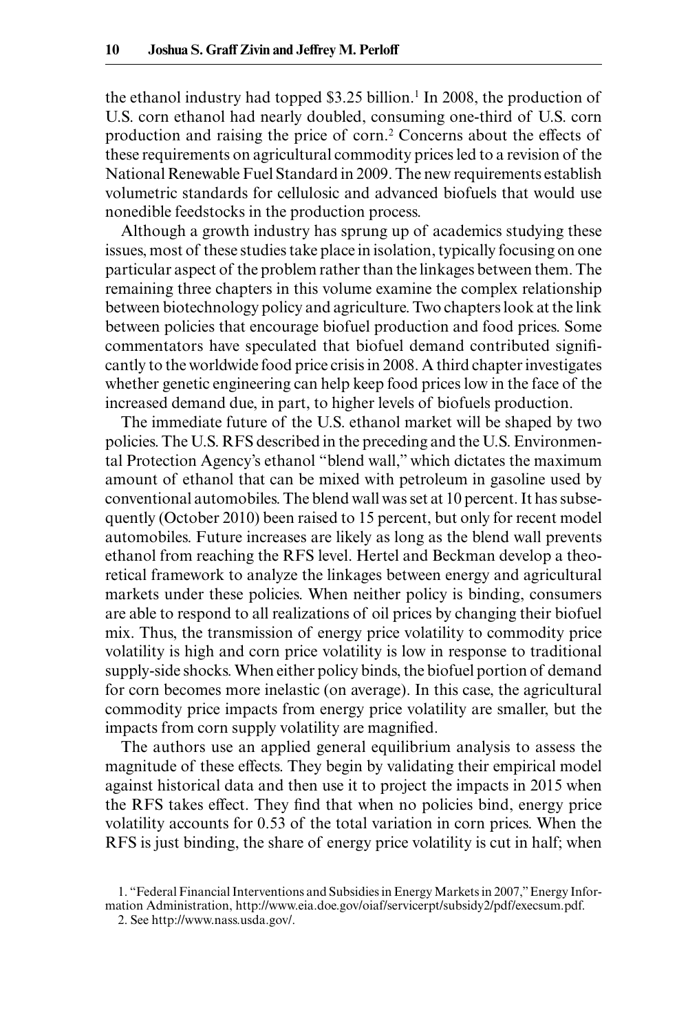the ethanol industry had topped \$3.25 billion.[1] In 2008, the production of U.S. corn ethanol had nearly doubled, consuming one-third of U.S. corn production and raising the price of corn.[2] Concerns about the effects of these requirements on agricultural commodity prices led to a revision of the National Renewable Fuel Standard in 2009. The new requirements establish volumetric standards for cellulosic and advanced biofuels that would use nonedible feedstocks in the production process.

Although a growth industry has sprung up of academics studying these issues, most of these studies take place in isolation, typically focusing on one particular aspect of the problem rather than the linkages between them. The remaining three chapters in this volume examine the complex relationship between biotechnology policy and agriculture. Two chapters look at the link between policies that encourage biofuel production and food prices. Some commentators have speculated that biofuel demand contributed significantly to the worldwide food price crisis in 2008. A third chapter investigates whether genetic engineering can help keep food prices low in the face of the increased demand due, in part, to higher levels of biofuels production.

The immediate future of the U.S. ethanol market will be shaped by two policies. The U.S. RFS described in the preceding and the U.S. Environmental Protection Agency's ethanol "blend wall," which dictates the maximum amount of ethanol that can be mixed with petroleum in gasoline used by conventional automobiles. The blend wall was set at 10 percent. It has subsequently (October 2010) been raised to 15 percent, but only for recent model automobiles. Future increases are likely as long as the blend wall prevents ethanol from reaching the RFS level. Hertel and Beckman develop a theoretical framework to analyze the linkages between energy and agricultural markets under these policies. When neither policy is binding, consumers are able to respond to all realizations of oil prices by changing their biofuel mix. Thus, the transmission of energy price volatility to commodity price volatility is high and corn price volatility is low in response to traditional supply-side shocks. When either policy binds, the biofuel portion of demand for corn becomes more inelastic (on average). In this case, the agricultural commodity price impacts from energy price volatility are smaller, but the impacts from corn supply volatility are magnified.

The authors use an applied general equilibrium analysis to assess the magnitude of these effects. They begin by validating their empirical model against historical data and then use it to project the impacts in 2015 when the RFS takes effect. They find that when no policies bind, energy price volatility accounts for 0.53 of the total variation in corn prices. When the RFS is just binding, the share of energy price volatility is cut in half; when

1. "Federal Financial Interventions and Subsidies in Energy Markets in 2007," Energy Information Administration, http://www.eia.doe.gov/oiaf/servicerpt/subsidy2/pdf/execsum.pdf.

2. See http://www.nass.usda.gov/.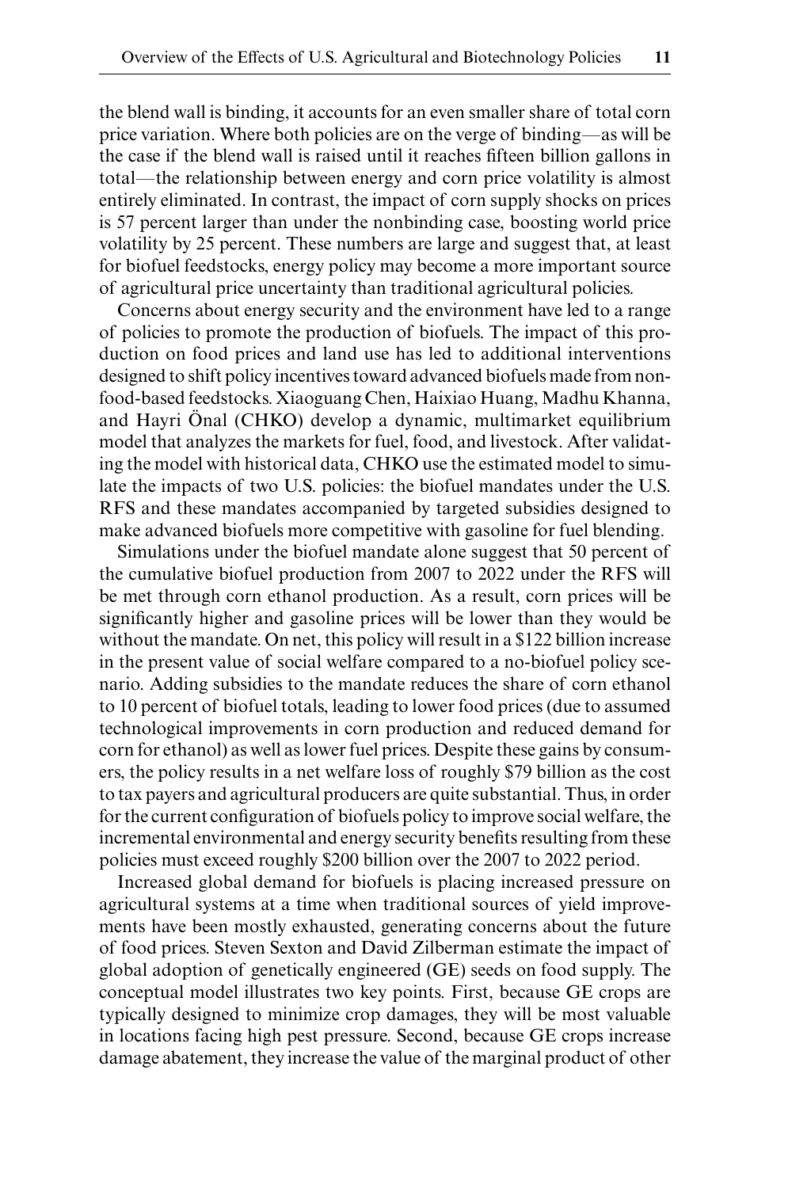the blend wall is binding, it accounts for an even smaller share of total corn price variation. Where both policies are on the verge of binding—as will be the case if the blend wall is raised until it reaches fifteen billion gallons in total—the relationship between energy and corn price volatility is almost entirely eliminated. In contrast, the impact of corn supply shocks on prices is 57 percent larger than under the nonbinding case, boosting world price volatility by 25 percent. These numbers are large and suggest that, at least for biofuel feedstocks, energy policy may become a more important source of agricultural price uncertainty than traditional agricultural policies.

Concerns about energy security and the environment have led to a range of policies to promote the production of biofuels. The impact of this production on food prices and land use has led to additional interventions designed to shift policy incentives toward advanced biofuels made from nonfood-based feedstocks. Xiaoguang Chen, Haixiao Huang, Madhu Khanna, and Hayri Önal (CHKO) develop a dynamic, multimarket equilibrium model that analyzes the markets for fuel, food, and livestock. After validating the model with historical data, CHKO use the estimated model to simulate the impacts of two U.S. policies: the biofuel mandates under the U.S. RFS and these mandates accompanied by targeted subsidies designed to make advanced biofuels more competitive with gasoline for fuel blending.

Simulations under the biofuel mandate alone suggest that 50 percent of the cumulative biofuel production from 2007 to 2022 under the RFS will be met through corn ethanol production. As a result, corn prices will be significantly higher and gasoline prices will be lower than they would be without the mandate. On net, this policy will result in a \$122 billion increase in the present value of social welfare compared to a no-biofuel policy scenario. Adding subsidies to the mandate reduces the share of corn ethanol to 10 percent of biofuel totals, leading to lower food prices (due to assumed technological improvements in corn production and reduced demand for corn for ethanol) as well as lower fuel prices. Despite these gains by consumers, the policy results in a net welfare loss of roughly \$79 billion as the cost to tax payers and agricultural producers are quite substantial. Thus, in order for the current configuration of biofuels policy to improve social welfare, the incremental environmental and energy security benefits resulting from these policies must exceed roughly \$200 billion over the 2007 to 2022 period.

Increased global demand for biofuels is placing increased pressure on agricultural systems at a time when traditional sources of yield improvements have been mostly exhausted, generating concerns about the future of food prices. Steven Sexton and David Zilberman estimate the impact of global adoption of genetically engineered (GE) seeds on food supply. The conceptual model illustrates two key points. First, because GE crops are typically designed to minimize crop damages, they will be most valuable in locations facing high pest pressure. Second, because GE crops increase damage abatement, they increase the value of the marginal product of other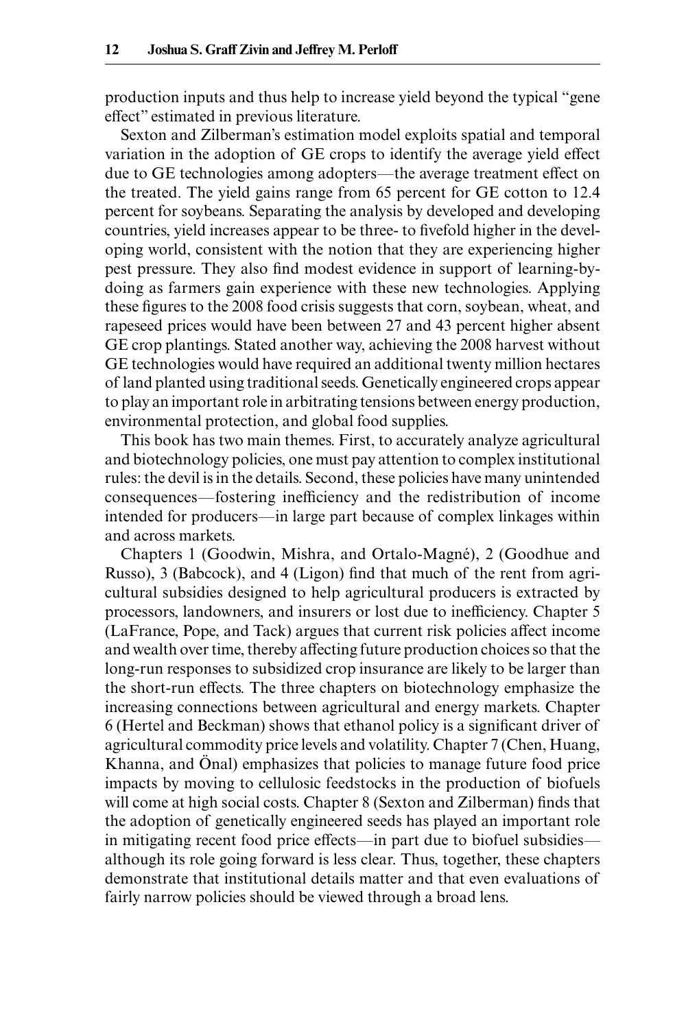production inputs and thus help to increase yield beyond the typical "gene effect" estimated in previous literature.

Sexton and Zilberman's estimation model exploits spatial and temporal variation in the adoption of GE crops to identify the average yield effect due to GE technologies among adopters—the average treatment effect on the treated. The yield gains range from 65 percent for GE cotton to 12.4 percent for soybeans. Separating the analysis by developed and developing countries, yield increases appear to be three- to fivefold higher in the developing world, consistent with the notion that they are experiencing higher pest pressure. They also find modest evidence in support of learning-by-doing as farmers gain experience with these new technologies. Applying these figures to the 2008 food crisis suggests that corn, soybean, wheat, and rapeseed prices would have been between 27 and 43 percent higher absent GE crop plantings. Stated another way, achieving the 2008 harvest without GE technologies would have required an additional twenty million hectares of land planted using traditional seeds. Genetically engineered crops appear to play an important role in arbitrating tensions between energy production, environmental protection, and global food supplies.

This book has two main themes. First, to accurately analyze agricultural and biotechnology policies, one must pay attention to complex institutional rules: the devil is in the details. Second, these policies have many unintended consequences—fostering inefficiency and the redistribution of income intended for producers—in large part because of complex linkages within and across markets.

Chapters 1 (Goodwin, Mishra, and Ortalo-Magné), 2 (Goodhue and Russo), 3 (Babcock), and 4 (Ligon) find that much of the rent from agricultural subsidies designed to help agricultural producers is extracted by processors, landowners, and insurers or lost due to inefficiency. Chapter 5 (LaFrance, Pope, and Tack) argues that current risk policies affect income and wealth over time, thereby affecting future production choices so that the long-run responses to subsidized crop insurance are likely to be larger than the short-run effects. The three chapters on biotechnology emphasize the increasing connections between agricultural and energy markets. Chapter 6 (Hertel and Beckman) shows that ethanol policy is a significant driver of agricultural commodity price levels and volatility. Chapter 7 (Chen, Huang, Khanna, and Önal) emphasizes that policies to manage future food price impacts by moving to cellulosic feedstocks in the production of biofuels will come at high social costs. Chapter 8 (Sexton and Zilberman) finds that the adoption of genetically engineered seeds has played an important role in mitigating recent food price effects—in part due to biofuel subsidies—although its role going forward is less clear. Thus, together, these chapters demonstrate that institutional details matter and that even evaluations of fairly narrow policies should be viewed through a broad lens.